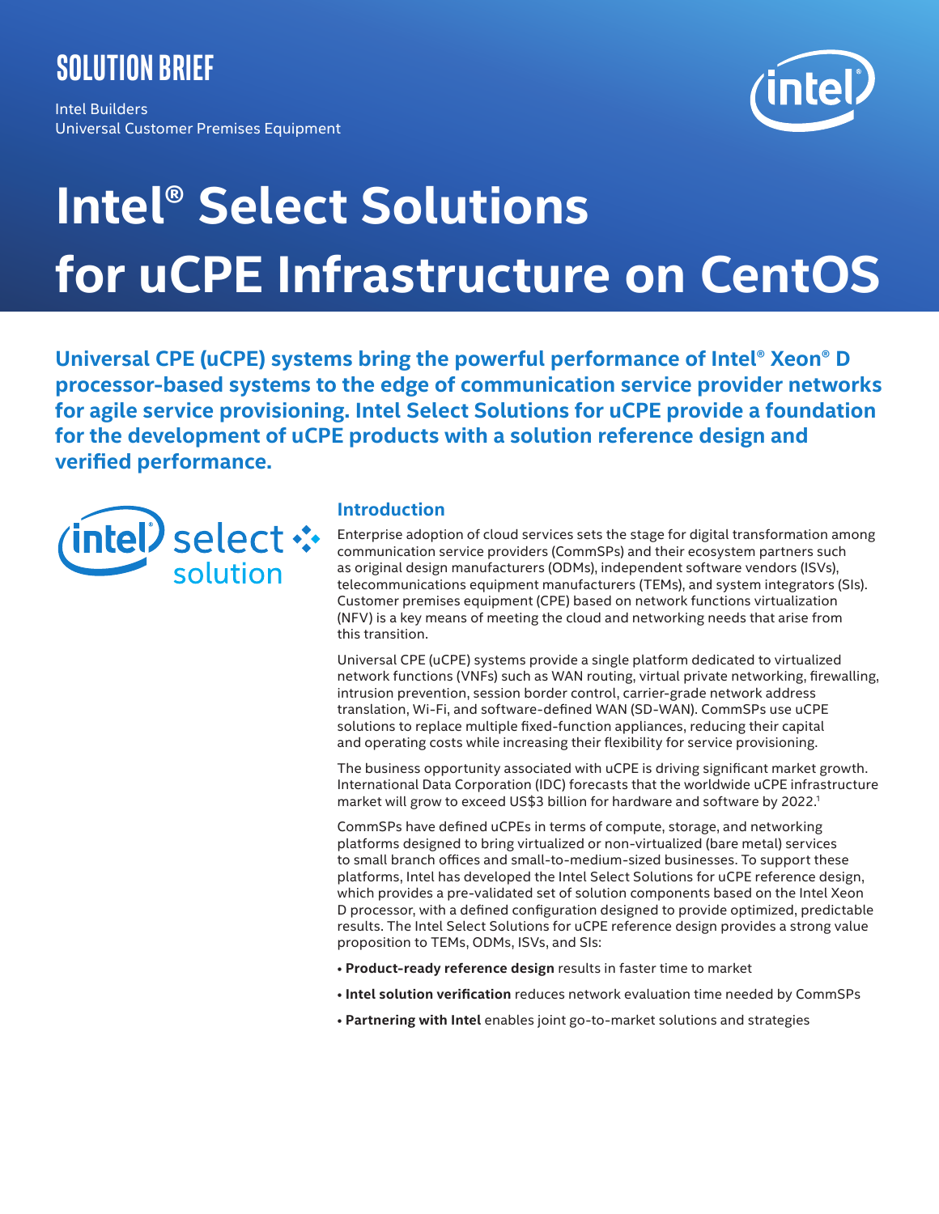SOLUTION BRIEF

Intel Builders
Universal Customer Premises Equipment

# Intel® Select Solutions for uCPE Infrastructure on CentOS

**Universal CPE (uCPE) systems bring the powerful performance of Intel® Xeon® D processor-based systems to the edge of communication service provider networks for agile service provisioning. Intel Select Solutions for uCPE provide a foundation for the development of uCPE products with a solution reference design and verified performance.**

## Introduction

Enterprise adoption of cloud services sets the stage for digital transformation among communication service providers (CommSPs) and their ecosystem partners such as original design manufacturers (ODMs), independent software vendors (ISVs), telecommunications equipment manufacturers (TEMs), and system integrators (SIs). Customer premises equipment (CPE) based on network functions virtualization (NFV) is a key means of meeting the cloud and networking needs that arise from this transition.

Universal CPE (uCPE) systems provide a single platform dedicated to virtualized network functions (VNFs) such as WAN routing, virtual private networking, firewalling, intrusion prevention, session border control, carrier-grade network address translation, Wi-Fi, and software-defined WAN (SD-WAN). CommSPs use uCPE solutions to replace multiple fixed-function appliances, reducing their capital and operating costs while increasing their flexibility for service provisioning.

The business opportunity associated with uCPE is driving significant market growth. International Data Corporation (IDC) forecasts that the worldwide uCPE infrastructure market will grow to exceed US$3 billion for hardware and software by 2022.[1]

CommSPs have defined uCPEs in terms of compute, storage, and networking platforms designed to bring virtualized or non-virtualized (bare metal) services to small branch offices and small-to-medium-sized businesses. To support these platforms, Intel has developed the Intel Select Solutions for uCPE reference design, which provides a pre-validated set of solution components based on the Intel Xeon D processor, with a defined configuration designed to provide optimized, predictable results. The Intel Select Solutions for uCPE reference design provides a strong value proposition to TEMs, ODMs, ISVs, and SIs:

- **Product-ready reference design** results in faster time to market
- **Intel solution verification** reduces network evaluation time needed by CommSPs
- **Partnering with Intel** enables joint go-to-market solutions and strategies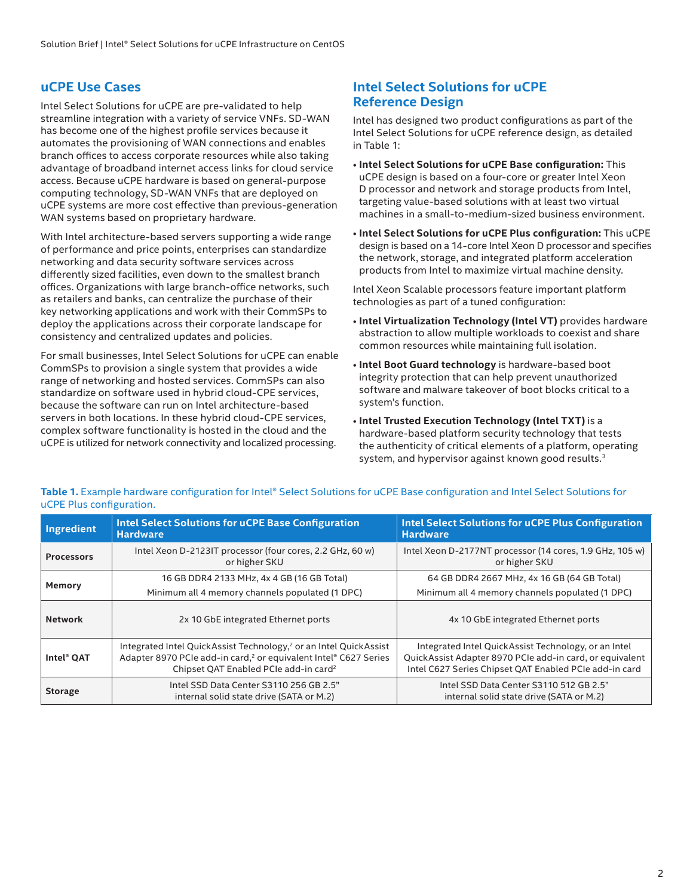## uCPE Use Cases

Intel Select Solutions for uCPE are pre-validated to help streamline integration with a variety of service VNFs. SD-WAN has become one of the highest profile services because it automates the provisioning of WAN connections and enables branch offices to access corporate resources while also taking advantage of broadband internet access links for cloud service access. Because uCPE hardware is based on general-purpose computing technology, SD-WAN VNFs that are deployed on uCPE systems are more cost effective than previous-generation WAN systems based on proprietary hardware.

With Intel architecture-based servers supporting a wide range of performance and price points, enterprises can standardize networking and data security software services across differently sized facilities, even down to the smallest branch offices. Organizations with large branch-office networks, such as retailers and banks, can centralize the purchase of their key networking applications and work with their CommSPs to deploy the applications across their corporate landscape for consistency and centralized updates and policies.

For small businesses, Intel Select Solutions for uCPE can enable CommSPs to provision a single system that provides a wide range of networking and hosted services. CommSPs can also standardize on software used in hybrid cloud-CPE services, because the software can run on Intel architecture-based servers in both locations. In these hybrid cloud-CPE services, complex software functionality is hosted in the cloud and the uCPE is utilized for network connectivity and localized processing.

## Intel Select Solutions for uCPE Reference Design

Intel has designed two product configurations as part of the Intel Select Solutions for uCPE reference design, as detailed in Table 1:

- **Intel Select Solutions for uCPE Base configuration:** This uCPE design is based on a four-core or greater Intel Xeon D processor and network and storage products from Intel, targeting value-based solutions with at least two virtual machines in a small-to-medium-sized business environment.
- **Intel Select Solutions for uCPE Plus configuration:** This uCPE design is based on a 14-core Intel Xeon D processor and specifies the network, storage, and integrated platform acceleration products from Intel to maximize virtual machine density.

Intel Xeon Scalable processors feature important platform technologies as part of a tuned configuration:

- **Intel Virtualization Technology (Intel VT)** provides hardware abstraction to allow multiple workloads to coexist and share common resources while maintaining full isolation.
- **Intel Boot Guard technology** is hardware-based boot integrity protection that can help prevent unauthorized software and malware takeover of boot blocks critical to a system's function.
- **Intel Trusted Execution Technology (Intel TXT)** is a hardware-based platform security technology that tests the authenticity of critical elements of a platform, operating system, and hypervisor against known good results.[3]

**Table 1.** Example hardware configuration for Intel® Select Solutions for uCPE Base configuration and Intel Select Solutions for uCPE Plus configuration.

| Ingredient | Intel Select Solutions for uCPE Base Configuration Hardware | Intel Select Solutions for uCPE Plus Configuration Hardware |
|---|---|---|
| **Processors** | Intel Xeon D-2123IT processor (four cores, 2.2 GHz, 60 w) or higher SKU | Intel Xeon D-2177NT processor (14 cores, 1.9 GHz, 105 w) or higher SKU |
| **Memory** | 16 GB DDR4 2133 MHz, 4x 4 GB (16 GB Total)<br>Minimum all 4 memory channels populated (1 DPC) | 64 GB DDR4 2667 MHz, 4x 16 GB (64 GB Total)<br>Minimum all 4 memory channels populated (1 DPC) |
| **Network** | 2x 10 GbE integrated Ethernet ports | 4x 10 GbE integrated Ethernet ports |
| **Intel® QAT** | Integrated Intel QuickAssist Technology,[2] or an Intel QuickAssist Adapter 8970 PCIe add-in card,[2] or equivalent Intel® C627 Series Chipset QAT Enabled PCIe add-in card[2] | Integrated Intel QuickAssist Technology, or an Intel QuickAssist Adapter 8970 PCIe add-in card, or equivalent Intel C627 Series Chipset QAT Enabled PCIe add-in card |
| **Storage** | Intel SSD Data Center S3110 256 GB 2.5" internal solid state drive (SATA or M.2) | Intel SSD Data Center S3110 512 GB 2.5" internal solid state drive (SATA or M.2) |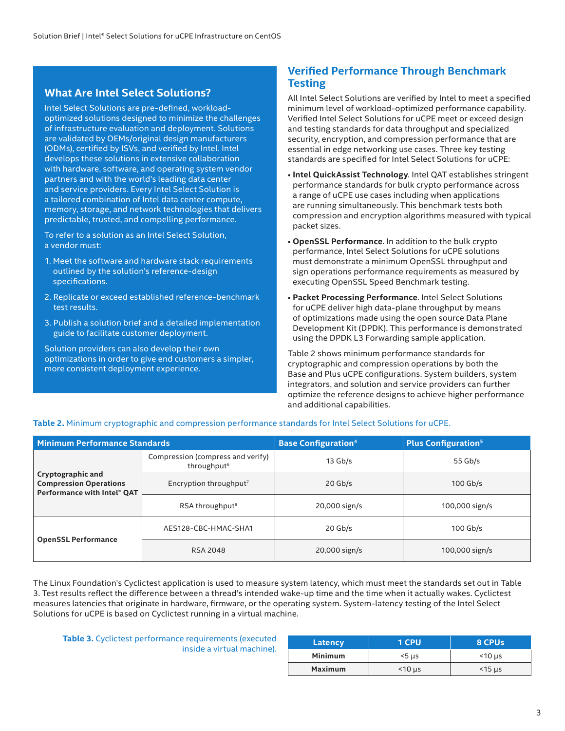## What Are Intel Select Solutions?

Intel Select Solutions are pre-defined, workload-optimized solutions designed to minimize the challenges of infrastructure evaluation and deployment. Solutions are validated by OEMs/original design manufacturers (ODMs), certified by ISVs, and verified by Intel. Intel develops these solutions in extensive collaboration with hardware, software, and operating system vendor partners and with the world's leading data center and service providers. Every Intel Select Solution is a tailored combination of Intel data center compute, memory, storage, and network technologies that delivers predictable, trusted, and compelling performance.

To refer to a solution as an Intel Select Solution, a vendor must:

1. Meet the software and hardware stack requirements outlined by the solution's reference-design specifications.
2. Replicate or exceed established reference-benchmark test results.
3. Publish a solution brief and a detailed implementation guide to facilitate customer deployment.

Solution providers can also develop their own optimizations in order to give end customers a simpler, more consistent deployment experience.

## Verified Performance Through Benchmark Testing

All Intel Select Solutions are verified by Intel to meet a specified minimum level of workload-optimized performance capability. Verified Intel Select Solutions for uCPE meet or exceed design and testing standards for data throughput and specialized security, encryption, and compression performance that are essential in edge networking use cases. Three key testing standards are specified for Intel Select Solutions for uCPE:

- **Intel QuickAssist Technology**. Intel QAT establishes stringent performance standards for bulk crypto performance across a range of uCPE use cases including when applications are running simultaneously. This benchmark tests both compression and encryption algorithms measured with typical packet sizes.
- **OpenSSL Performance**. In addition to the bulk crypto performance, Intel Select Solutions for uCPE solutions must demonstrate a minimum OpenSSL throughput and sign operations performance requirements as measured by executing OpenSSL Speed Benchmark testing.
- **Packet Processing Performance**. Intel Select Solutions for uCPE deliver high data-plane throughput by means of optimizations made using the open source Data Plane Development Kit (DPDK). This performance is demonstrated using the DPDK L3 Forwarding sample application.

Table 2 shows minimum performance standards for cryptographic and compression operations by both the Base and Plus uCPE configurations. System builders, system integrators, and solution and service providers can further optimize the reference designs to achieve higher performance and additional capabilities.

**Table 2.** Minimum cryptographic and compression performance standards for Intel Select Solutions for uCPE.

| Minimum Performance Standards | | Base Configuration[4] | Plus Configuration[5] |
|---|---|---|---|
| Cryptographic and Compression Operations Performance with Intel® QAT | Compression (compress and verify) throughput[6] | 13 Gb/s | 55 Gb/s |
| | Encryption throughput[7] | 20 Gb/s | 100 Gb/s |
| | RSA throughput[8] | 20,000 sign/s | 100,000 sign/s |
| OpenSSL Performance | AES128-CBC-HMAC-SHA1 | 20 Gb/s | 100 Gb/s |
| | RSA 2048 | 20,000 sign/s | 100,000 sign/s |

The Linux Foundation's Cyclictest application is used to measure system latency, which must meet the standards set out in Table 3. Test results reflect the difference between a thread's intended wake-up time and the time when it actually wakes. Cyclictest measures latencies that originate in hardware, firmware, or the operating system. System-latency testing of the Intel Select Solutions for uCPE is based on Cyclictest running in a virtual machine.

**Table 3.** Cyclictest performance requirements (executed inside a virtual machine).

| Latency | 1 CPU | 8 CPUs |
|---|---|---|
| Minimum | <5 µs | <10 µs |
| Maximum | <10 µs | <15 µs |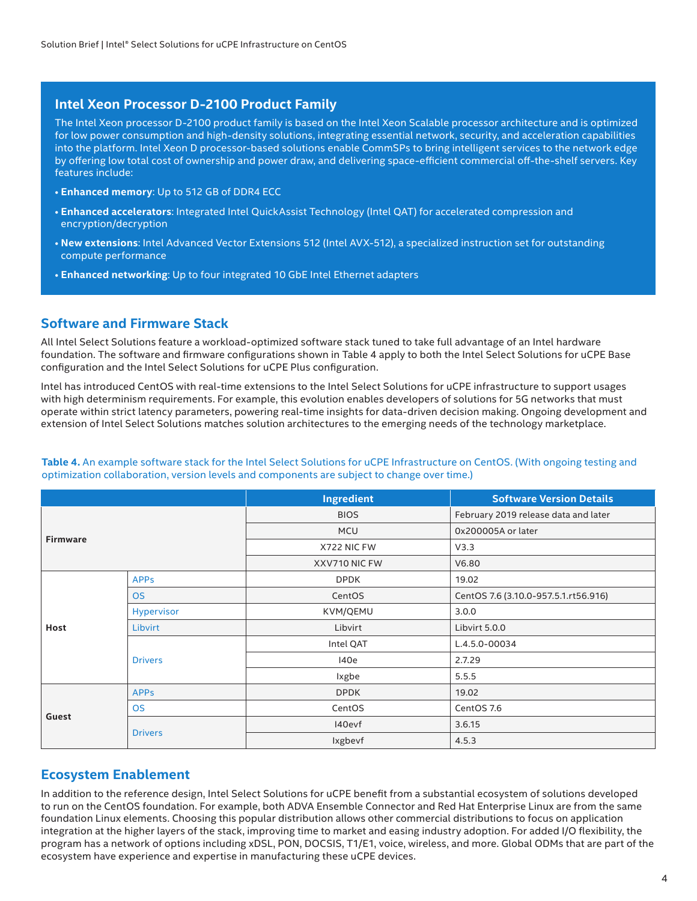## Intel Xeon Processor D-2100 Product Family

The Intel Xeon processor D-2100 product family is based on the Intel Xeon Scalable processor architecture and is optimized for low power consumption and high-density solutions, integrating essential network, security, and acceleration capabilities into the platform. Intel Xeon D processor-based solutions enable CommSPs to bring intelligent services to the network edge by offering low total cost of ownership and power draw, and delivering space-efficient commercial off-the-shelf servers. Key features include:

- **Enhanced memory**: Up to 512 GB of DDR4 ECC
- **Enhanced accelerators**: Integrated Intel QuickAssist Technology (Intel QAT) for accelerated compression and encryption/decryption
- **New extensions**: Intel Advanced Vector Extensions 512 (Intel AVX-512), a specialized instruction set for outstanding compute performance
- **Enhanced networking**: Up to four integrated 10 GbE Intel Ethernet adapters

## Software and Firmware Stack

All Intel Select Solutions feature a workload-optimized software stack tuned to take full advantage of an Intel hardware foundation. The software and firmware configurations shown in Table 4 apply to both the Intel Select Solutions for uCPE Base configuration and the Intel Select Solutions for uCPE Plus configuration.

Intel has introduced CentOS with real-time extensions to the Intel Select Solutions for uCPE infrastructure to support usages with high determinism requirements. For example, this evolution enables developers of solutions for 5G networks that must operate within strict latency parameters, powering real-time insights for data-driven decision making. Ongoing development and extension of Intel Select Solutions matches solution architectures to the emerging needs of the technology marketplace.

**Table 4.** An example software stack for the Intel Select Solutions for uCPE Infrastructure on CentOS. (With ongoing testing and optimization collaboration, version levels and components are subject to change over time.)

| | | Ingredient | Software Version Details |
|---|---|---|---|
| **Firmware** | | BIOS | February 2019 release data and later |
| | | MCU | 0x200005A or later |
| | | X722 NIC FW | V3.3 |
| | | XXV710 NIC FW | V6.80 |
| **Host** | APPs | DPDK | 19.02 |
| | OS | CentOS | CentOS 7.6 (3.10.0-957.5.1.rt56.916) |
| | Hypervisor | KVM/QEMU | 3.0.0 |
| | Libvirt | Libvirt | Libvirt 5.0.0 |
| | Drivers | Intel QAT | L.4.5.0-00034 |
| | | I40e | 2.7.29 |
| | | Ixgbe | 5.5.5 |
| **Guest** | APPs | DPDK | 19.02 |
| | OS | CentOS | CentOS 7.6 |
| | Drivers | I40evf | 3.6.15 |
| | | Ixgbevf | 4.5.3 |

## Ecosystem Enablement

In addition to the reference design, Intel Select Solutions for uCPE benefit from a substantial ecosystem of solutions developed to run on the CentOS foundation. For example, both ADVA Ensemble Connector and Red Hat Enterprise Linux are from the same foundation Linux elements. Choosing this popular distribution allows other commercial distributions to focus on application integration at the higher layers of the stack, improving time to market and easing industry adoption. For added I/O flexibility, the program has a network of options including xDSL, PON, DOCSIS, T1/E1, voice, wireless, and more. Global ODMs that are part of the ecosystem have experience and expertise in manufacturing these uCPE devices.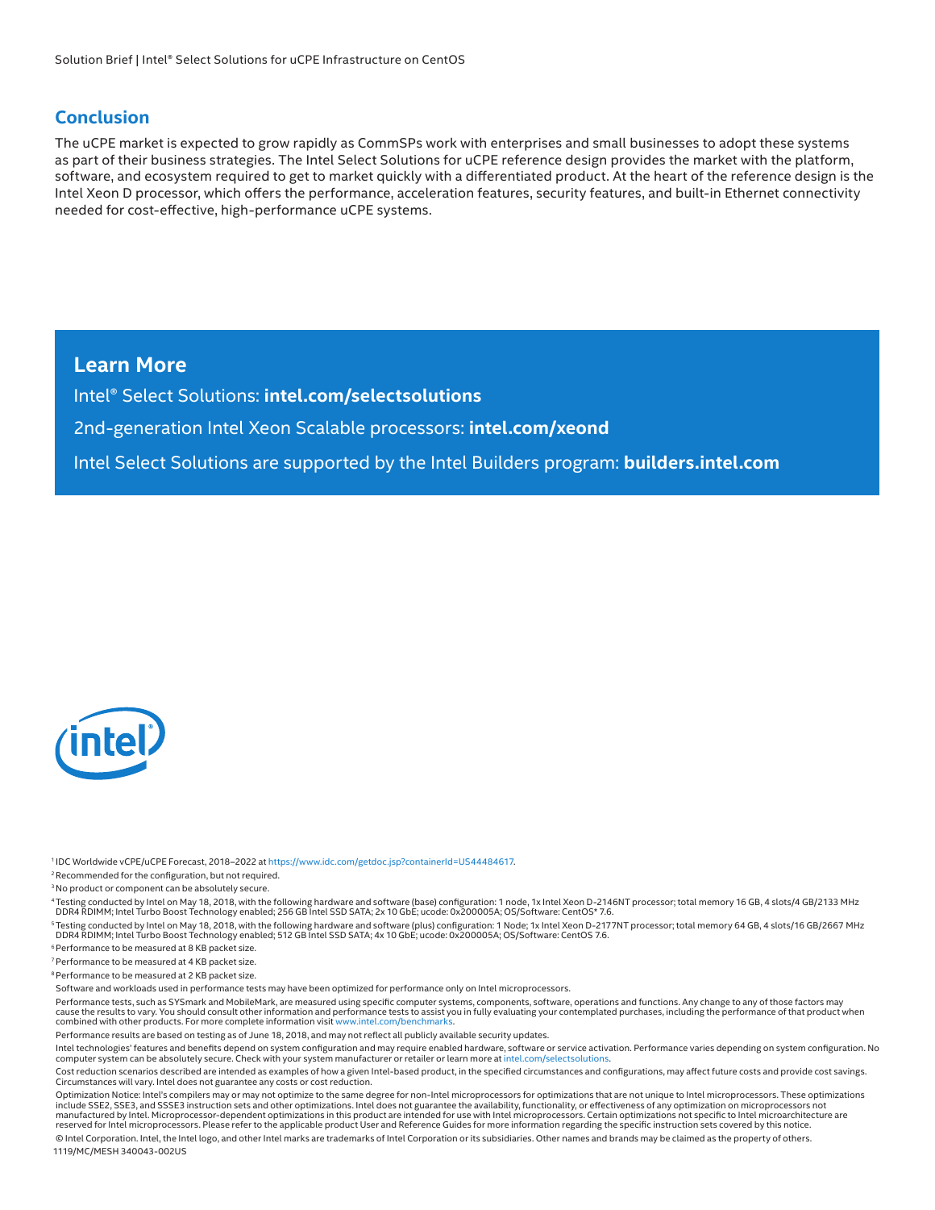## Conclusion

The uCPE market is expected to grow rapidly as CommSPs work with enterprises and small businesses to adopt these systems as part of their business strategies. The Intel Select Solutions for uCPE reference design provides the market with the platform, software, and ecosystem required to get to market quickly with a differentiated product. At the heart of the reference design is the Intel Xeon D processor, which offers the performance, acceleration features, security features, and built-in Ethernet connectivity needed for cost-effective, high-performance uCPE systems.

## Learn More

Intel® Select Solutions: **intel.com/selectsolutions**

2nd-generation Intel Xeon Scalable processors: **intel.com/xeond**

Intel Select Solutions are supported by the Intel Builders program: **builders.intel.com**

[1] IDC Worldwide vCPE/uCPE Forecast, 2018–2022 at https://www.idc.com/getdoc.jsp?containerId=US44484617.

[2] Recommended for the configuration, but not required.

[3] No product or component can be absolutely secure.

[4] Testing conducted by Intel on May 18, 2018, with the following hardware and software (base) configuration: 1 node, 1x Intel Xeon D-2146NT processor; total memory 16 GB, 4 slots/4 GB/2133 MHz DDR4 RDIMM; Intel Turbo Boost Technology enabled; 256 GB Intel SSD SATA; 2x 10 GbE; ucode: 0x200005A; OS/Software: CentOS* 7.6.

[5] Testing conducted by Intel on May 18, 2018, with the following hardware and software (plus) configuration: 1 Node; 1x Intel Xeon D-2177NT processor; total memory 64 GB, 4 slots/16 GB/2667 MHz DDR4 RDIMM; Intel Turbo Boost Technology enabled; 512 GB Intel SSD SATA; 4x 10 GbE; ucode: 0x200005A; OS/Software: CentOS 7.6.

[6] Performance to be measured at 8 KB packet size.

[7] Performance to be measured at 4 KB packet size.

[8] Performance to be measured at 2 KB packet size.

Software and workloads used in performance tests may have been optimized for performance only on Intel microprocessors.

Performance tests, such as SYSmark and MobileMark, are measured using specific computer systems, components, software, operations and functions. Any change to any of those factors may cause the results to vary. You should consult other information and performance tests to assist you in fully evaluating your contemplated purchases, including the performance of that product when combined with other products. For more complete information visit www.intel.com/benchmarks.

Performance results are based on testing as of June 18, 2018, and may not reflect all publicly available security updates.

Intel technologies' features and benefits depend on system configuration and may require enabled hardware, software or service activation. Performance varies depending on system configuration. No computer system can be absolutely secure. Check with your system manufacturer or retailer or learn more at intel.com/selectsolutions.

Cost reduction scenarios described are intended as examples of how a given Intel-based product, in the specified circumstances and configurations, may affect future costs and provide cost savings. Circumstances will vary. Intel does not guarantee any costs or cost reduction.

Optimization Notice: Intel's compilers may or may not optimize to the same degree for non-Intel microprocessors for optimizations that are not unique to Intel microprocessors. These optimizations include SSE2, SSE3, and SSSE3 instruction sets and other optimizations. Intel does not guarantee the availability, functionality, or effectiveness of any optimization on microprocessors not manufactured by Intel. Microprocessor-dependent optimizations in this product are intended for use with Intel microprocessors. Certain optimizations not specific to Intel microarchitecture are reserved for Intel microprocessors. Please refer to the applicable product User and Reference Guides for more information regarding the specific instruction sets covered by this notice.

© Intel Corporation. Intel, the Intel logo, and other Intel marks are trademarks of Intel Corporation or its subsidiaries. Other names and brands may be claimed as the property of others.

1119/MC/MESH 340043-002US